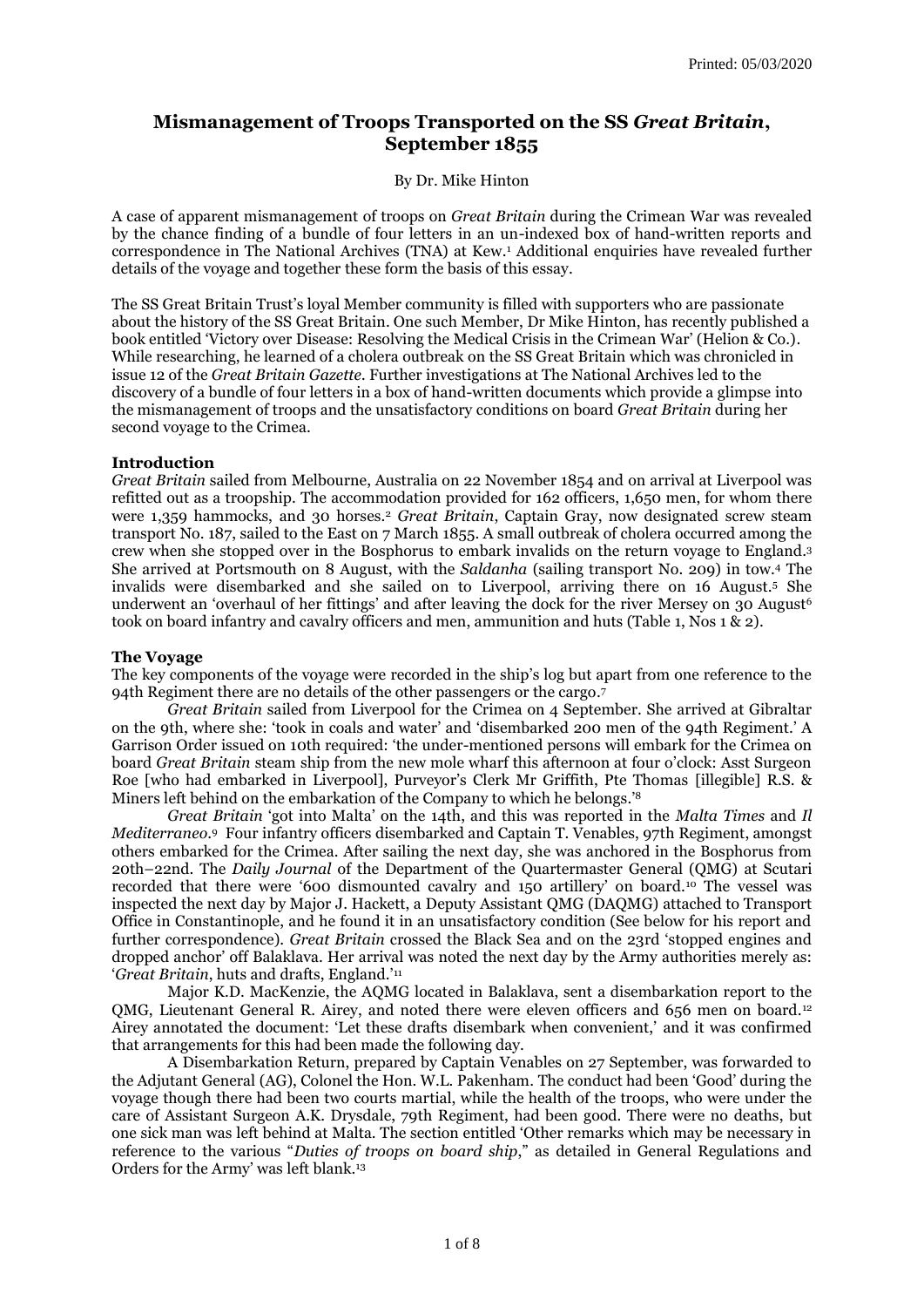# Mismanagement of Troops Transported on the SS *Great Britain*, September 1855

By Dr. Mike Hinton

A case of apparent mismanagement of troops on *Great Britain* during the Crimean War was revealed by the chance finding of a bundle of four letters in an un-indexed box of hand-written reports and correspondence in The National Archives (TNA) at Kew.[1] Additional enquiries have revealed further details of the voyage and together these form the basis of this essay.

The SS Great Britain Trust's loyal Member community is filled with supporters who are passionate about the history of the SS Great Britain. One such Member, Dr Mike Hinton, has recently published a book entitled 'Victory over Disease: Resolving the Medical Crisis in the Crimean War' (Helion & Co.). While researching, he learned of a cholera outbreak on the SS Great Britain which was chronicled in issue 12 of the *Great Britain Gazette*. Further investigations at The National Archives led to the discovery of a bundle of four letters in a box of hand-written documents which provide a glimpse into the mismanagement of troops and the unsatisfactory conditions on board *Great Britain* during her second voyage to the Crimea.

## Introduction

*Great Britain* sailed from Melbourne, Australia on 22 November 1854 and on arrival at Liverpool was refitted out as a troopship. The accommodation provided for 162 officers, 1,650 men, for whom there were 1,359 hammocks, and 30 horses.[2] *Great Britain*, Captain Gray, now designated screw steam transport No. 187, sailed to the East on 7 March 1855. A small outbreak of cholera occurred among the crew when she stopped over in the Bosphorus to embark invalids on the return voyage to England.[3] She arrived at Portsmouth on 8 August, with the *Saldanha* (sailing transport No. 209) in tow.[4] The invalids were disembarked and she sailed on to Liverpool, arriving there on 16 August.[5] She underwent an 'overhaul of her fittings' and after leaving the dock for the river Mersey on 30 August[6] took on board infantry and cavalry officers and men, ammunition and huts (Table 1, Nos 1 & 2).

## The Voyage

The key components of the voyage were recorded in the ship's log but apart from one reference to the 94th Regiment there are no details of the other passengers or the cargo.[7]

*Great Britain* sailed from Liverpool for the Crimea on 4 September. She arrived at Gibraltar on the 9th, where she: 'took in coals and water' and 'disembarked 200 men of the 94th Regiment.' A Garrison Order issued on 10th required: 'the under-mentioned persons will embark for the Crimea on board *Great Britain* steam ship from the new mole wharf this afternoon at four o'clock: Asst Surgeon Roe [who had embarked in Liverpool], Purveyor's Clerk Mr Griffith, Pte Thomas [illegible] R.S. & Miners left behind on the embarkation of the Company to which he belongs.'[8]

*Great Britain* 'got into Malta' on the 14th, and this was reported in the *Malta Times* and *Il Mediterraneo*.[9] Four infantry officers disembarked and Captain T. Venables, 97th Regiment, amongst others embarked for the Crimea. After sailing the next day, she was anchored in the Bosphorus from 20th–22nd. The *Daily Journal* of the Department of the Quartermaster General (QMG) at Scutari recorded that there were '600 dismounted cavalry and 150 artillery' on board.[10] The vessel was inspected the next day by Major J. Hackett, a Deputy Assistant QMG (DAQMG) attached to Transport Office in Constantinople, and he found it in an unsatisfactory condition (See below for his report and further correspondence). *Great Britain* crossed the Black Sea and on the 23rd 'stopped engines and dropped anchor' off Balaklava. Her arrival was noted the next day by the Army authorities merely as: '*Great Britain*, huts and drafts, England.'[11]

Major K.D. MacKenzie, the AQMG located in Balaklava, sent a disembarkation report to the QMG, Lieutenant General R. Airey, and noted there were eleven officers and 656 men on board.[12] Airey annotated the document: 'Let these drafts disembark when convenient,' and it was confirmed that arrangements for this had been made the following day.

A Disembarkation Return, prepared by Captain Venables on 27 September, was forwarded to the Adjutant General (AG), Colonel the Hon. W.L. Pakenham. The conduct had been 'Good' during the voyage though there had been two courts martial, while the health of the troops, who were under the care of Assistant Surgeon A.K. Drysdale, 79th Regiment, had been good. There were no deaths, but one sick man was left behind at Malta. The section entitled 'Other remarks which may be necessary in reference to the various "*Duties of troops on board ship*," as detailed in General Regulations and Orders for the Army' was left blank.[13]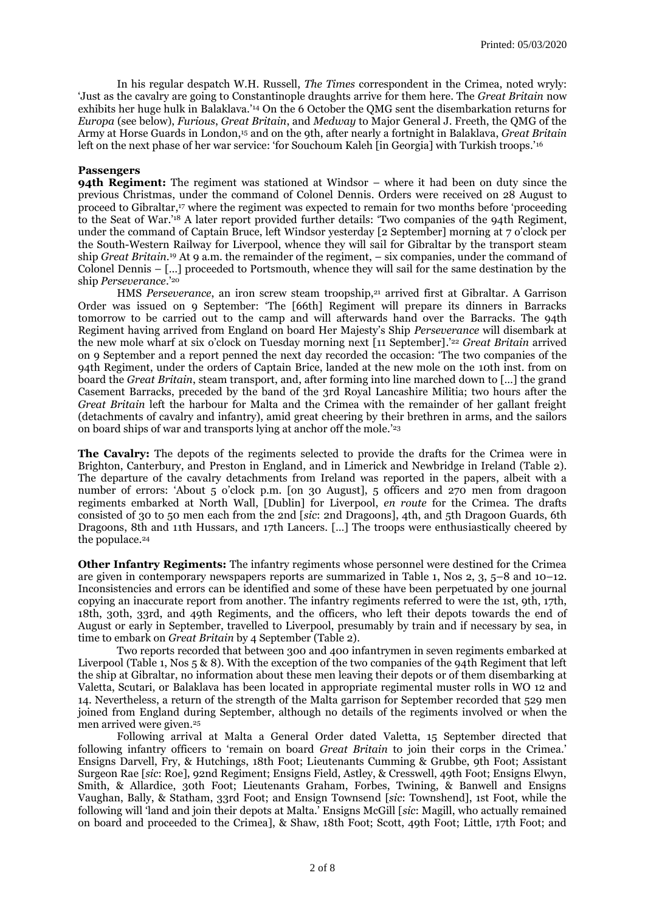In his regular despatch W.H. Russell, *The Times* correspondent in the Crimea, noted wryly: 'Just as the cavalry are going to Constantinople draughts arrive for them here. The *Great Britain* now exhibits her huge hulk in Balaklava.'[14] On the 6 October the QMG sent the disembarkation returns for *Europa* (see below), *Furious*, *Great Britain*, and *Medway* to Major General J. Freeth, the QMG of the Army at Horse Guards in London,[15] and on the 9th, after nearly a fortnight in Balaklava, *Great Britain* left on the next phase of her war service: 'for Souchoum Kaleh [in Georgia] with Turkish troops.'[16]

**Passengers**

**94th Regiment:** The regiment was stationed at Windsor – where it had been on duty since the previous Christmas, under the command of Colonel Dennis. Orders were received on 28 August to proceed to Gibraltar,[17] where the regiment was expected to remain for two months before 'proceeding to the Seat of War.'[18] A later report provided further details: 'Two companies of the 94th Regiment, under the command of Captain Bruce, left Windsor yesterday [2 September] morning at 7 o'clock per the South-Western Railway for Liverpool, whence they will sail for Gibraltar by the transport steam ship *Great Britain*.[19] At 9 a.m. the remainder of the regiment, – six companies, under the command of Colonel Dennis – [...] proceeded to Portsmouth, whence they will sail for the same destination by the ship *Perseverance*.'[20]

HMS *Perseverance*, an iron screw steam troopship,[21] arrived first at Gibraltar. A Garrison Order was issued on 9 September: 'The [66th] Regiment will prepare its dinners in Barracks tomorrow to be carried out to the camp and will afterwards hand over the Barracks. The 94th Regiment having arrived from England on board Her Majesty's Ship *Perseverance* will disembark at the new mole wharf at six o'clock on Tuesday morning next [11 September].'[22] *Great Britain* arrived on 9 September and a report penned the next day recorded the occasion: 'The two companies of the 94th Regiment, under the orders of Captain Brice, landed at the new mole on the 10th inst. from on board the *Great Britain*, steam transport, and, after forming into line marched down to [...] the grand Casement Barracks, preceded by the band of the 3rd Royal Lancashire Militia; two hours after the *Great Britain* left the harbour for Malta and the Crimea with the remainder of her gallant freight (detachments of cavalry and infantry), amid great cheering by their brethren in arms, and the sailors on board ships of war and transports lying at anchor off the mole.'[23]

**The Cavalry:** The depots of the regiments selected to provide the drafts for the Crimea were in Brighton, Canterbury, and Preston in England, and in Limerick and Newbridge in Ireland (Table 2). The departure of the cavalry detachments from Ireland was reported in the papers, albeit with a number of errors: 'About 5 o'clock p.m. [on 30 August], 5 officers and 270 men from dragoon regiments embarked at North Wall, [Dublin] for Liverpool, *en route* for the Crimea. The drafts consisted of 30 to 50 men each from the 2nd [*sic*: 2nd Dragoons], 4th, and 5th Dragoon Guards, 6th Dragoons, 8th and 11th Hussars, and 17th Lancers. [...] The troops were enthusiastically cheered by the populace.[24]

**Other Infantry Regiments:** The infantry regiments whose personnel were destined for the Crimea are given in contemporary newspapers reports are summarized in Table 1, Nos 2, 3, 5–8 and 10–12. Inconsistencies and errors can be identified and some of these have been perpetuated by one journal copying an inaccurate report from another. The infantry regiments referred to were the 1st, 9th, 17th, 18th, 30th, 33rd, and 49th Regiments, and the officers, who left their depots towards the end of August or early in September, travelled to Liverpool, presumably by train and if necessary by sea, in time to embark on *Great Britain* by 4 September (Table 2).

Two reports recorded that between 300 and 400 infantrymen in seven regiments embarked at Liverpool (Table 1, Nos 5 & 8). With the exception of the two companies of the 94th Regiment that left the ship at Gibraltar, no information about these men leaving their depots or of them disembarking at Valetta, Scutari, or Balaklava has been located in appropriate regimental muster rolls in WO 12 and 14. Nevertheless, a return of the strength of the Malta garrison for September recorded that 529 men joined from England during September, although no details of the regiments involved or when the men arrived were given.[25]

Following arrival at Malta a General Order dated Valetta, 15 September directed that following infantry officers to 'remain on board *Great Britain* to join their corps in the Crimea.' Ensigns Darvell, Fry, & Hutchings, 18th Foot; Lieutenants Cumming & Grubbe, 9th Foot; Assistant Surgeon Rae [*sic*: Roe], 92nd Regiment; Ensigns Field, Astley, & Cresswell, 49th Foot; Ensigns Elwyn, Smith, & Allardice, 30th Foot; Lieutenants Graham, Forbes, Twining, & Banwell and Ensigns Vaughan, Bally, & Statham, 33rd Foot; and Ensign Townsend [*sic*: Townshend], 1st Foot, while the following will 'land and join their depots at Malta.' Ensigns McGill [*sic*: Magill, who actually remained on board and proceeded to the Crimea], & Shaw, 18th Foot; Scott, 49th Foot; Little, 17th Foot; and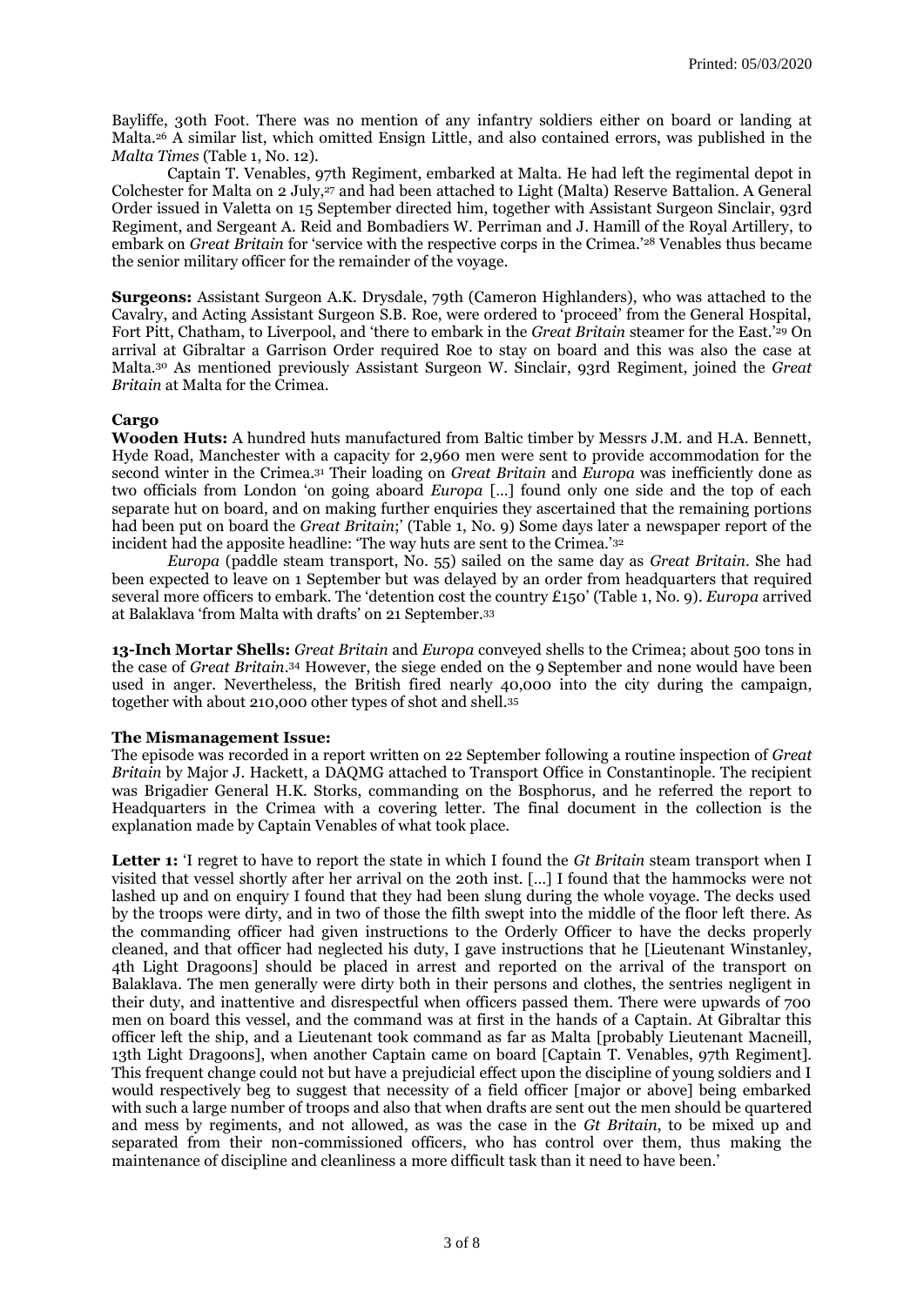Bayliffe, 30th Foot. There was no mention of any infantry soldiers either on board or landing at Malta.[26] A similar list, which omitted Ensign Little, and also contained errors, was published in the *Malta Times* (Table 1, No. 12).

Captain T. Venables, 97th Regiment, embarked at Malta. He had left the regimental depot in Colchester for Malta on 2 July,[27] and had been attached to Light (Malta) Reserve Battalion. A General Order issued in Valetta on 15 September directed him, together with Assistant Surgeon Sinclair, 93rd Regiment, and Sergeant A. Reid and Bombadiers W. Perriman and J. Hamill of the Royal Artillery, to embark on *Great Britain* for 'service with the respective corps in the Crimea.'[28] Venables thus became the senior military officer for the remainder of the voyage.

**Surgeons:** Assistant Surgeon A.K. Drysdale, 79th (Cameron Highlanders), who was attached to the Cavalry, and Acting Assistant Surgeon S.B. Roe, were ordered to 'proceed' from the General Hospital, Fort Pitt, Chatham, to Liverpool, and 'there to embark in the *Great Britain* steamer for the East.'[29] On arrival at Gibraltar a Garrison Order required Roe to stay on board and this was also the case at Malta.[30] As mentioned previously Assistant Surgeon W. Sinclair, 93rd Regiment, joined the *Great Britain* at Malta for the Crimea.

**Cargo**

**Wooden Huts:** A hundred huts manufactured from Baltic timber by Messrs J.M. and H.A. Bennett, Hyde Road, Manchester with a capacity for 2,960 men were sent to provide accommodation for the second winter in the Crimea.[31] Their loading on *Great Britain* and *Europa* was inefficiently done as two officials from London 'on going aboard *Europa* [...] found only one side and the top of each separate hut on board, and on making further enquiries they ascertained that the remaining portions had been put on board the *Great Britain*;' (Table 1, No. 9) Some days later a newspaper report of the incident had the apposite headline: 'The way huts are sent to the Crimea.'[32]

*Europa* (paddle steam transport, No. 55) sailed on the same day as *Great Britain*. She had been expected to leave on 1 September but was delayed by an order from headquarters that required several more officers to embark. The 'detention cost the country £150' (Table 1, No. 9). *Europa* arrived at Balaklava 'from Malta with drafts' on 21 September.[33]

**13-Inch Mortar Shells:** *Great Britain* and *Europa* conveyed shells to the Crimea; about 500 tons in the case of *Great Britain*.[34] However, the siege ended on the 9 September and none would have been used in anger. Nevertheless, the British fired nearly 40,000 into the city during the campaign, together with about 210,000 other types of shot and shell.[35]

**The Mismanagement Issue:**

The episode was recorded in a report written on 22 September following a routine inspection of *Great Britain* by Major J. Hackett, a DAQMG attached to Transport Office in Constantinople. The recipient was Brigadier General H.K. Storks, commanding on the Bosphorus, and he referred the report to Headquarters in the Crimea with a covering letter. The final document in the collection is the explanation made by Captain Venables of what took place.

**Letter 1:** 'I regret to have to report the state in which I found the *Gt Britain* steam transport when I visited that vessel shortly after her arrival on the 20th inst. [...] I found that the hammocks were not lashed up and on enquiry I found that they had been slung during the whole voyage. The decks used by the troops were dirty, and in two of those the filth swept into the middle of the floor left there. As the commanding officer had given instructions to the Orderly Officer to have the decks properly cleaned, and that officer had neglected his duty, I gave instructions that he [Lieutenant Winstanley, 4th Light Dragoons] should be placed in arrest and reported on the arrival of the transport on Balaklava. The men generally were dirty both in their persons and clothes, the sentries negligent in their duty, and inattentive and disrespectful when officers passed them. There were upwards of 700 men on board this vessel, and the command was at first in the hands of a Captain. At Gibraltar this officer left the ship, and a Lieutenant took command as far as Malta [probably Lieutenant Macneill, 13th Light Dragoons], when another Captain came on board [Captain T. Venables, 97th Regiment]. This frequent change could not but have a prejudicial effect upon the discipline of young soldiers and I would respectively beg to suggest that necessity of a field officer [major or above] being embarked with such a large number of troops and also that when drafts are sent out the men should be quartered and mess by regiments, and not allowed, as was the case in the *Gt Britain*, to be mixed up and separated from their non-commissioned officers, who has control over them, thus making the maintenance of discipline and cleanliness a more difficult task than it need to have been.'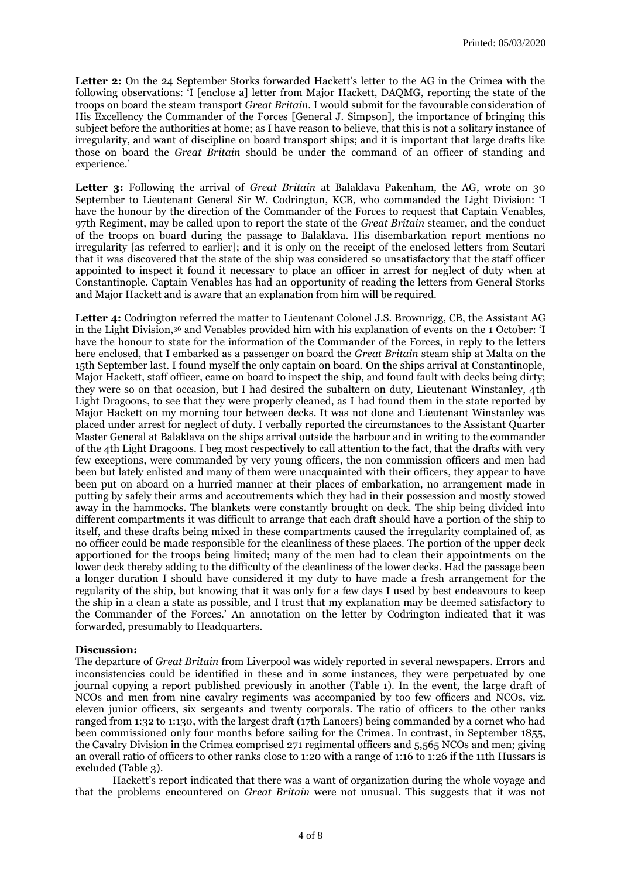**Letter 2:** On the 24 September Storks forwarded Hackett's letter to the AG in the Crimea with the following observations: 'I [enclose a] letter from Major Hackett, DAQMG, reporting the state of the troops on board the steam transport *Great Britain*. I would submit for the favourable consideration of His Excellency the Commander of the Forces [General J. Simpson], the importance of bringing this subject before the authorities at home; as I have reason to believe, that this is not a solitary instance of irregularity, and want of discipline on board transport ships; and it is important that large drafts like those on board the *Great Britain* should be under the command of an officer of standing and experience.'

**Letter 3:** Following the arrival of *Great Britain* at Balaklava Pakenham, the AG, wrote on 30 September to Lieutenant General Sir W. Codrington, KCB, who commanded the Light Division: 'I have the honour by the direction of the Commander of the Forces to request that Captain Venables, 97th Regiment, may be called upon to report the state of the *Great Britain* steamer, and the conduct of the troops on board during the passage to Balaklava. His disembarkation report mentions no irregularity [as referred to earlier]; and it is only on the receipt of the enclosed letters from Scutari that it was discovered that the state of the ship was considered so unsatisfactory that the staff officer appointed to inspect it found it necessary to place an officer in arrest for neglect of duty when at Constantinople. Captain Venables has had an opportunity of reading the letters from General Storks and Major Hackett and is aware that an explanation from him will be required.

**Letter 4:** Codrington referred the matter to Lieutenant Colonel J.S. Brownrigg, CB, the Assistant AG in the Light Division,[36] and Venables provided him with his explanation of events on the 1 October: 'I have the honour to state for the information of the Commander of the Forces, in reply to the letters here enclosed, that I embarked as a passenger on board the *Great Britain* steam ship at Malta on the 15th September last. I found myself the only captain on board. On the ships arrival at Constantinople, Major Hackett, staff officer, came on board to inspect the ship, and found fault with decks being dirty; they were so on that occasion, but I had desired the subaltern on duty, Lieutenant Winstanley, 4th Light Dragoons, to see that they were properly cleaned, as I had found them in the state reported by Major Hackett on my morning tour between decks. It was not done and Lieutenant Winstanley was placed under arrest for neglect of duty. I verbally reported the circumstances to the Assistant Quarter Master General at Balaklava on the ships arrival outside the harbour and in writing to the commander of the 4th Light Dragoons. I beg most respectively to call attention to the fact, that the drafts with very few exceptions, were commanded by very young officers, the non commission officers and men had been but lately enlisted and many of them were unacquainted with their officers, they appear to have been put on aboard on a hurried manner at their places of embarkation, no arrangement made in putting by safely their arms and accoutrements which they had in their possession and mostly stowed away in the hammocks. The blankets were constantly brought on deck. The ship being divided into different compartments it was difficult to arrange that each draft should have a portion of the ship to itself, and these drafts being mixed in these compartments caused the irregularity complained of, as no officer could be made responsible for the cleanliness of these places. The portion of the upper deck apportioned for the troops being limited; many of the men had to clean their appointments on the lower deck thereby adding to the difficulty of the cleanliness of the lower decks. Had the passage been a longer duration I should have considered it my duty to have made a fresh arrangement for the regularity of the ship, but knowing that it was only for a few days I used by best endeavours to keep the ship in a clean a state as possible, and I trust that my explanation may be deemed satisfactory to the Commander of the Forces.' An annotation on the letter by Codrington indicated that it was forwarded, presumably to Headquarters.

**Discussion:**

The departure of *Great Britain* from Liverpool was widely reported in several newspapers. Errors and inconsistencies could be identified in these and in some instances, they were perpetuated by one journal copying a report published previously in another (Table 1). In the event, the large draft of NCOs and men from nine cavalry regiments was accompanied by too few officers and NCOs, viz. eleven junior officers, six sergeants and twenty corporals. The ratio of officers to the other ranks ranged from 1:32 to 1:130, with the largest draft (17th Lancers) being commanded by a cornet who had been commissioned only four months before sailing for the Crimea. In contrast, in September 1855, the Cavalry Division in the Crimea comprised 271 regimental officers and 5,565 NCOs and men; giving an overall ratio of officers to other ranks close to 1:20 with a range of 1:16 to 1:26 if the 11th Hussars is excluded (Table 3).

Hackett's report indicated that there was a want of organization during the whole voyage and that the problems encountered on *Great Britain* were not unusual. This suggests that it was not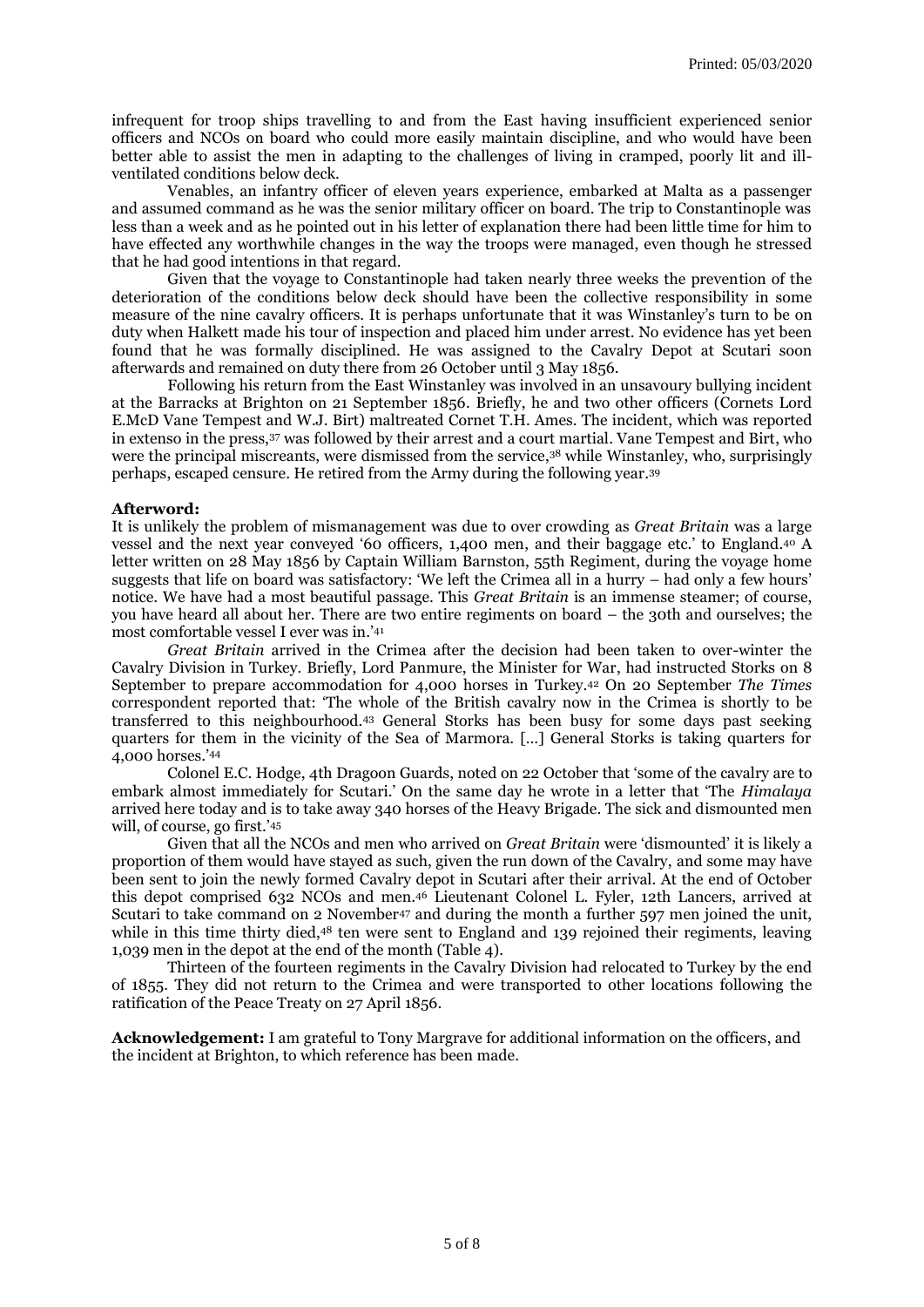infrequent for troop ships travelling to and from the East having insufficient experienced senior officers and NCOs on board who could more easily maintain discipline, and who would have been better able to assist the men in adapting to the challenges of living in cramped, poorly lit and ill-ventilated conditions below deck.

Venables, an infantry officer of eleven years experience, embarked at Malta as a passenger and assumed command as he was the senior military officer on board. The trip to Constantinople was less than a week and as he pointed out in his letter of explanation there had been little time for him to have effected any worthwhile changes in the way the troops were managed, even though he stressed that he had good intentions in that regard.

Given that the voyage to Constantinople had taken nearly three weeks the prevention of the deterioration of the conditions below deck should have been the collective responsibility in some measure of the nine cavalry officers. It is perhaps unfortunate that it was Winstanley's turn to be on duty when Halkett made his tour of inspection and placed him under arrest. No evidence has yet been found that he was formally disciplined. He was assigned to the Cavalry Depot at Scutari soon afterwards and remained on duty there from 26 October until 3 May 1856.

Following his return from the East Winstanley was involved in an unsavoury bullying incident at the Barracks at Brighton on 21 September 1856. Briefly, he and two other officers (Cornets Lord E.McD Vane Tempest and W.J. Birt) maltreated Cornet T.H. Ames. The incident, which was reported in extenso in the press,[37] was followed by their arrest and a court martial. Vane Tempest and Birt, who were the principal miscreants, were dismissed from the service,[38] while Winstanley, who, surprisingly perhaps, escaped censure. He retired from the Army during the following year.[39]

**Afterword:**

It is unlikely the problem of mismanagement was due to over crowding as *Great Britain* was a large vessel and the next year conveyed '60 officers, 1,400 men, and their baggage etc.' to England.[40] A letter written on 28 May 1856 by Captain William Barnston, 55th Regiment, during the voyage home suggests that life on board was satisfactory: 'We left the Crimea all in a hurry – had only a few hours' notice. We have had a most beautiful passage. This *Great Britain* is an immense steamer; of course, you have heard all about her. There are two entire regiments on board – the 30th and ourselves; the most comfortable vessel I ever was in.'[41]

*Great Britain* arrived in the Crimea after the decision had been taken to over-winter the Cavalry Division in Turkey. Briefly, Lord Panmure, the Minister for War, had instructed Storks on 8 September to prepare accommodation for 4,000 horses in Turkey.[42] On 20 September *The Times* correspondent reported that: 'The whole of the British cavalry now in the Crimea is shortly to be transferred to this neighbourhood.[43] General Storks has been busy for some days past seeking quarters for them in the vicinity of the Sea of Marmora. […] General Storks is taking quarters for 4,000 horses.'[44]

Colonel E.C. Hodge, 4th Dragoon Guards, noted on 22 October that 'some of the cavalry are to embark almost immediately for Scutari.' On the same day he wrote in a letter that 'The *Himalaya* arrived here today and is to take away 340 horses of the Heavy Brigade. The sick and dismounted men will, of course, go first.'[45]

Given that all the NCOs and men who arrived on *Great Britain* were 'dismounted' it is likely a proportion of them would have stayed as such, given the run down of the Cavalry, and some may have been sent to join the newly formed Cavalry depot in Scutari after their arrival. At the end of October this depot comprised 632 NCOs and men.[46] Lieutenant Colonel L. Fyler, 12th Lancers, arrived at Scutari to take command on 2 November[47] and during the month a further 597 men joined the unit, while in this time thirty died,[48] ten were sent to England and 139 rejoined their regiments, leaving 1,039 men in the depot at the end of the month (Table 4).

Thirteen of the fourteen regiments in the Cavalry Division had relocated to Turkey by the end of 1855. They did not return to the Crimea and were transported to other locations following the ratification of the Peace Treaty on 27 April 1856.

**Acknowledgement:** I am grateful to Tony Margrave for additional information on the officers, and the incident at Brighton, to which reference has been made.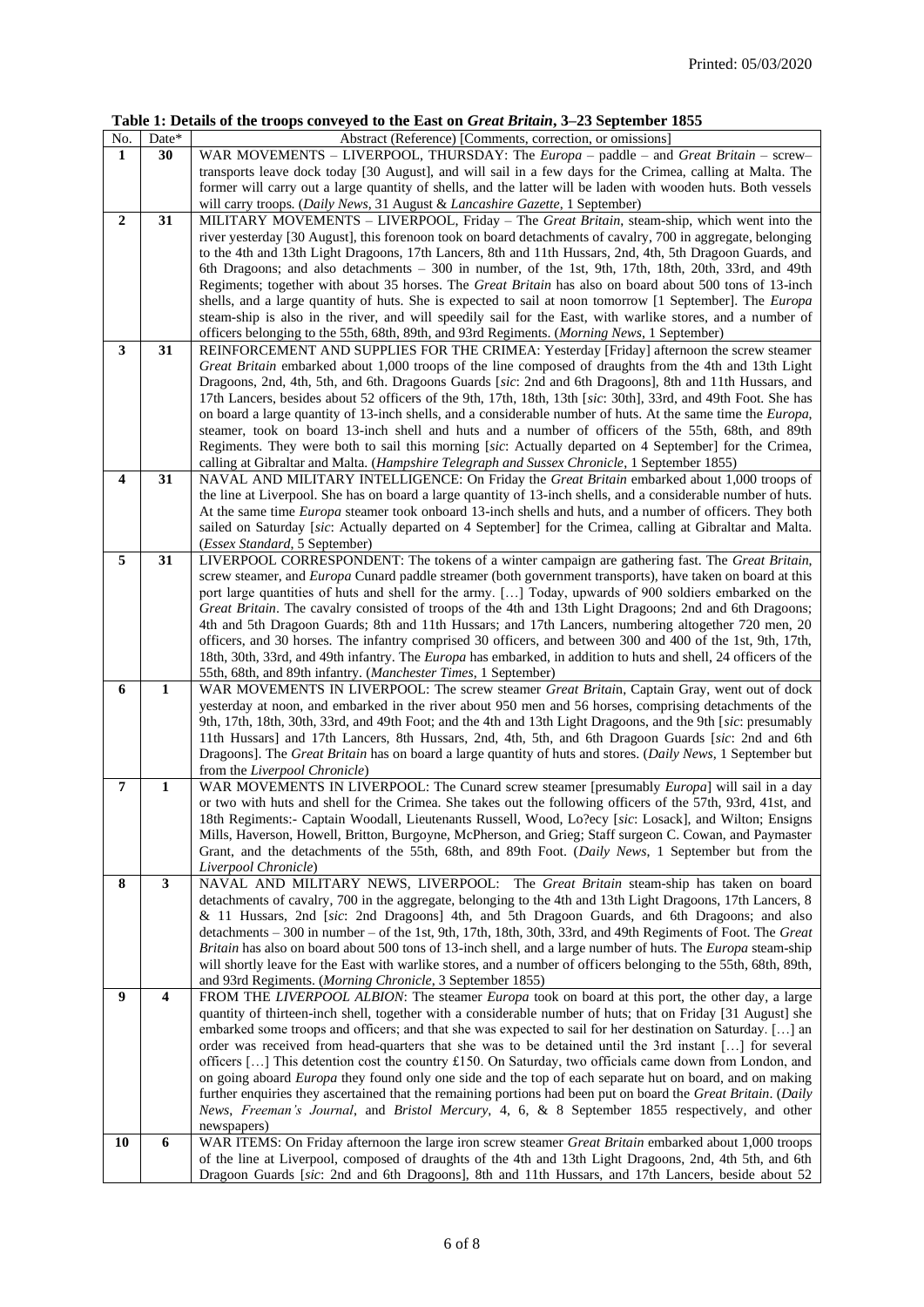**Table 1: Details of the troops conveyed to the East on *Great Britain*, 3–23 September 1855**

| No. | Date* | Abstract (Reference) [Comments, correction, or omissions] |
|---|---|---|
| **1** | **30** | WAR MOVEMENTS – LIVERPOOL, THURSDAY: The *Europa* – paddle – and *Great Britain* – screw–transports leave dock today [30 August], and will sail in a few days for the Crimea, calling at Malta. The former will carry out a large quantity of shells, and the latter will be laden with wooden huts. Both vessels will carry troops. (*Daily News*, 31 August & *Lancashire Gazette*, 1 September) |
| **2** | **31** | MILITARY MOVEMENTS – LIVERPOOL, Friday – The *Great Britain*, steam-ship, which went into the river yesterday [30 August], this forenoon took on board detachments of cavalry, 700 in aggregate, belonging to the 4th and 13th Light Dragoons, 17th Lancers, 8th and 11th Hussars, 2nd, 4th, 5th Dragoon Guards, and 6th Dragoons; and also detachments – 300 in number, of the 1st, 9th, 17th, 18th, 20th, 33rd, and 49th Regiments; together with about 35 horses. The *Great Britain* has also on board about 500 tons of 13-inch shells, and a large quantity of huts. She is expected to sail at noon tomorrow [1 September]. The *Europa* steam-ship is also in the river, and will speedily sail for the East, with warlike stores, and a number of officers belonging to the 55th, 68th, 89th, and 93rd Regiments. (*Morning News*, 1 September) |
| **3** | **31** | REINFORCEMENT AND SUPPLIES FOR THE CRIMEA: Yesterday [Friday] afternoon the screw steamer *Great Britain* embarked about 1,000 troops of the line composed of draughts from the 4th and 13th Light Dragoons, 2nd, 4th, 5th, and 6th. Dragoons Guards [*sic*: 2nd and 6th Dragoons], 8th and 11th Hussars, and 17th Lancers, besides about 52 officers of the 9th, 17th, 18th, 13th [*sic*: 30th], 33rd, and 49th Foot. She has on board a large quantity of 13-inch shells, and a considerable number of huts. At the same time the *Europa*, steamer, took on board 13-inch shell and huts and a number of officers of the 55th, 68th, and 89th Regiments. They were both to sail this morning [*sic*: Actually departed on 4 September] for the Crimea, calling at Gibraltar and Malta. (*Hampshire Telegraph and Sussex Chronicle*, 1 September 1855) |
| **4** | **31** | NAVAL AND MILITARY INTELLIGENCE: On Friday the *Great Britain* embarked about 1,000 troops of the line at Liverpool. She has on board a large quantity of 13-inch shells, and a considerable number of huts. At the same time *Europa* steamer took onboard 13-inch shells and huts, and a number of officers. They both sailed on Saturday [*sic*: Actually departed on 4 September] for the Crimea, calling at Gibraltar and Malta. (*Essex Standard*, 5 September) |
| **5** | **31** | LIVERPOOL CORRESPONDENT: The tokens of a winter campaign are gathering fast. The *Great Britain*, screw steamer, and *Europa* Cunard paddle streamer (both government transports), have taken on board at this port large quantities of huts and shell for the army. […] Today, upwards of 900 soldiers embarked on the *Great Britain*. The cavalry consisted of troops of the 4th and 13th Light Dragoons; 2nd and 6th Dragoons; 4th and 5th Dragoon Guards; 8th and 11th Hussars; and 17th Lancers, numbering altogether 720 men, 20 officers, and 30 horses. The infantry comprised 30 officers, and between 300 and 400 of the 1st, 9th, 17th, 18th, 30th, 33rd, and 49th infantry. The *Europa* has embarked, in addition to huts and shell, 24 officers of the 55th, 68th, and 89th infantry. (*Manchester Times*, 1 September) |
| **6** | **1** | WAR MOVEMENTS IN LIVERPOOL: The screw steamer *Great Britain*, Captain Gray, went out of dock yesterday at noon, and embarked in the river about 950 men and 56 horses, comprising detachments of the 9th, 17th, 18th, 30th, 33rd, and 49th Foot; and the 4th and 13th Light Dragoons, and the 9th [*sic*: presumably 11th Hussars] and 17th Lancers, 8th Hussars, 2nd, 4th, 5th, and 6th Dragoon Guards [*sic*: 2nd and 6th Dragoons]. The *Great Britain* has on board a large quantity of huts and stores. (*Daily News*, 1 September but from the *Liverpool Chronicle*) |
| **7** | **1** | WAR MOVEMENTS IN LIVERPOOL: The Cunard screw steamer [presumably *Europa*] will sail in a day or two with huts and shell for the Crimea. She takes out the following officers of the 57th, 93rd, 41st, and 18th Regiments:- Captain Woodall, Lieutenants Russell, Wood, Lo?ecy [*sic*: Losack], and Wilton; Ensigns Mills, Haverson, Howell, Britton, Burgoyne, McPherson, and Grieg; Staff surgeon C. Cowan, and Paymaster Grant, and the detachments of the 55th, 68th, and 89th Foot. (*Daily News*, 1 September but from the *Liverpool Chronicle*) |
| **8** | **3** | NAVAL AND MILITARY NEWS, LIVERPOOL: The *Great Britain* steam-ship has taken on board detachments of cavalry, 700 in the aggregate, belonging to the 4th and 13th Light Dragoons, 17th Lancers, 8 & 11 Hussars, 2nd [*sic*: 2nd Dragoons] 4th, and 5th Dragoon Guards, and 6th Dragoons; and also detachments – 300 in number – of the 1st, 9th, 17th, 18th, 30th, 33rd, and 49th Regiments of Foot. The *Great Britain* has also on board about 500 tons of 13-inch shell, and a large number of huts. The *Europa* steam-ship will shortly leave for the East with warlike stores, and a number of officers belonging to the 55th, 68th, 89th, and 93rd Regiments. (*Morning Chronicle*, 3 September 1855) |
| **9** | **4** | FROM THE *LIVERPOOL ALBION*: The steamer *Europa* took on board at this port, the other day, a large quantity of thirteen-inch shell, together with a considerable number of huts; that on Friday [31 August] she embarked some troops and officers; and that she was expected to sail for her destination on Saturday. […] an order was received from head-quarters that she was to be detained until the 3rd instant […] for several officers […] This detention cost the country £150. On Saturday, two officials came down from London, and on going aboard *Europa* they found only one side and the top of each separate hut on board, and on making further enquiries they ascertained that the remaining portions had been put on board the *Great Britain*. (*Daily News*, *Freeman's Journal*, and *Bristol Mercury*, 4, 6, & 8 September 1855 respectively, and other newspapers) |
| **10** | **6** | WAR ITEMS: On Friday afternoon the large iron screw steamer *Great Britain* embarked about 1,000 troops of the line at Liverpool, composed of draughts of the 4th and 13th Light Dragoons, 2nd, 4th 5th, and 6th Dragoon Guards [*sic*: 2nd and 6th Dragoons], 8th and 11th Hussars, and 17th Lancers, beside about 52 |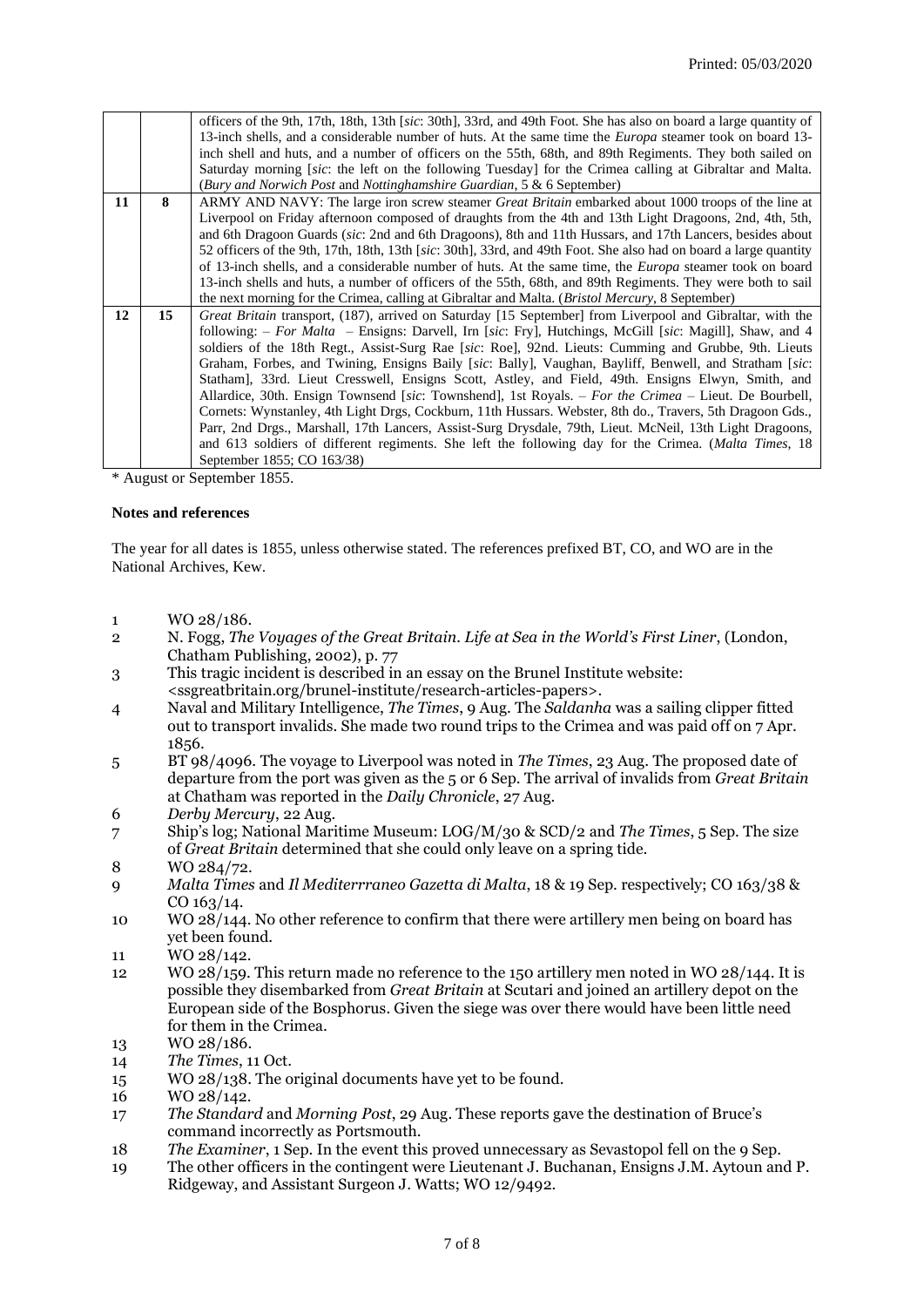|  |  |  |
|---|---|---|
|  |  | officers of the 9th, 17th, 18th, 13th [*sic*: 30th], 33rd, and 49th Foot. She has also on board a large quantity of 13-inch shells, and a considerable number of huts. At the same time the *Europa* steamer took on board 13-inch shell and huts, and a number of officers on the 55th, 68th, and 89th Regiments. They both sailed on Saturday morning [*sic*: the left on the following Tuesday] for the Crimea calling at Gibraltar and Malta. (*Bury and Norwich Post* and *Nottinghamshire Guardian*, 5 & 6 September) |
| **11** | **8** | ARMY AND NAVY: The large iron screw steamer *Great Britain* embarked about 1000 troops of the line at Liverpool on Friday afternoon composed of draughts from the 4th and 13th Light Dragoons, 2nd, 4th, 5th, and 6th Dragoon Guards (*sic*: 2nd and 6th Dragoons), 8th and 11th Hussars, and 17th Lancers, besides about 52 officers of the 9th, 17th, 18th, 13th [*sic*: 30th], 33rd, and 49th Foot. She also had on board a large quantity of 13-inch shells, and a considerable number of huts. At the same time, the *Europa* steamer took on board 13-inch shells and huts, a number of officers of the 55th, 68th, and 89th Regiments. They were both to sail the next morning for the Crimea, calling at Gibraltar and Malta. (*Bristol Mercury*, 8 September) |
| **12** | **15** | *Great Britain* transport, (187), arrived on Saturday [15 September] from Liverpool and Gibraltar, with the following: – *For Malta* – Ensigns: Darvell, Irn [*sic*: Fry], Hutchings, McGill [*sic*: Magill], Shaw, and 4 soldiers of the 18th Regt., Assist-Surg Rae [*sic*: Roe], 92nd. Lieuts: Cumming and Grubbe, 9th. Lieuts Graham, Forbes, and Twining, Ensigns Baily [*sic*: Bally], Vaughan, Bayliff, Benwell, and Stratham [*sic*: Statham], 33rd. Lieut Cresswell, Ensigns Scott, Astley, and Field, 49th. Ensigns Elwyn, Smith, and Allardice, 30th. Ensign Townsend [*sic*: Townshend], 1st Royals. – *For the Crimea* – Lieut. De Bourbell, Cornets: Wynstanley, 4th Light Drgs, Cockburn, 11th Hussars. Webster, 8th do., Travers, 5th Dragoon Gds., Parr, 2nd Drgs., Marshall, 17th Lancers, Assist-Surg Drysdale, 79th, Lieut. McNeil, 13th Light Dragoons, and 613 soldiers of different regiments. She left the following day for the Crimea. (*Malta Times*, 18 September 1855; CO 163/38) |

\* August or September 1855.

**Notes and references**

The year for all dates is 1855, unless otherwise stated. The references prefixed BT, CO, and WO are in the National Archives, Kew.

1. WO 28/186.
2. N. Fogg, *The Voyages of the Great Britain. Life at Sea in the World's First Liner*, (London, Chatham Publishing, 2002), p. 77
3. This tragic incident is described in an essay on the Brunel Institute website: <ssgreatbritain.org/brunel-institute/research-articles-papers>.
4. Naval and Military Intelligence, *The Times*, 9 Aug. The *Saldanha* was a sailing clipper fitted out to transport invalids. She made two round trips to the Crimea and was paid off on 7 Apr. 1856.
5. BT 98/4096. The voyage to Liverpool was noted in *The Times*, 23 Aug. The proposed date of departure from the port was given as the 5 or 6 Sep. The arrival of invalids from *Great Britain* at Chatham was reported in the *Daily Chronicle*, 27 Aug.
6. *Derby Mercury*, 22 Aug.
7. Ship's log; National Maritime Museum: LOG/M/30 & SCD/2 and *The Times*, 5 Sep. The size of *Great Britain* determined that she could only leave on a spring tide.
8. WO 284/72.
9. *Malta Times* and *Il Mediterrraneo Gazetta di Malta*, 18 & 19 Sep. respectively; CO 163/38 & CO 163/14.
10. WO 28/144. No other reference to confirm that there were artillery men being on board has yet been found.
11. WO 28/142.
12. WO 28/159. This return made no reference to the 150 artillery men noted in WO 28/144. It is possible they disembarked from *Great Britain* at Scutari and joined an artillery depot on the European side of the Bosphorus. Given the siege was over there would have been little need for them in the Crimea.
13. WO 28/186.
14. *The Times*, 11 Oct.
15. WO 28/138. The original documents have yet to be found.
16. WO 28/142.
17. *The Standard* and *Morning Post*, 29 Aug. These reports gave the destination of Bruce's command incorrectly as Portsmouth.
18. *The Examiner*, 1 Sep. In the event this proved unnecessary as Sevastopol fell on the 9 Sep.
19. The other officers in the contingent were Lieutenant J. Buchanan, Ensigns J.M. Aytoun and P. Ridgeway, and Assistant Surgeon J. Watts; WO 12/9492.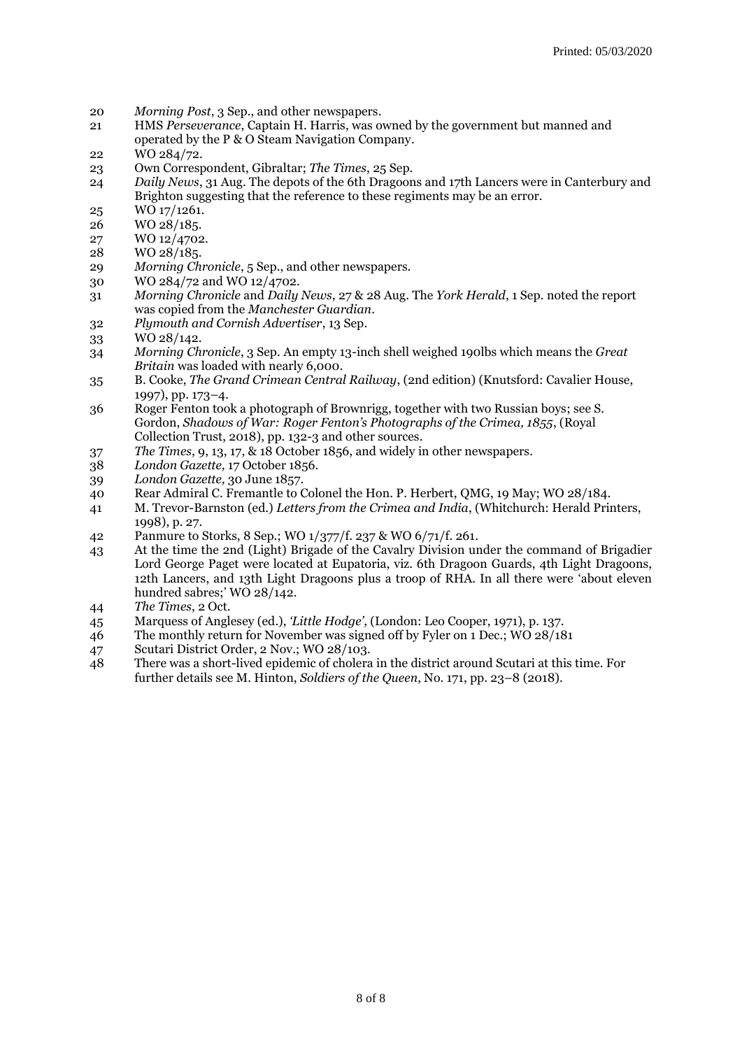20 *Morning Post*, 3 Sep., and other newspapers.

21 HMS *Perseverance*, Captain H. Harris, was owned by the government but manned and operated by the P & O Steam Navigation Company.

22 WO 284/72.

23 Own Correspondent, Gibraltar; *The Times*, 25 Sep.

24 *Daily News*, 31 Aug. The depots of the 6th Dragoons and 17th Lancers were in Canterbury and Brighton suggesting that the reference to these regiments may be an error.

25 WO 17/1261.

26 WO 28/185.

27 WO 12/4702.

28 WO 28/185.

29 *Morning Chronicle*, 5 Sep., and other newspapers.

30 WO 284/72 and WO 12/4702.

31 *Morning Chronicle* and *Daily News*, 27 & 28 Aug. The *York Herald*, 1 Sep. noted the report was copied from the *Manchester Guardian*.

32 *Plymouth and Cornish Advertiser*, 13 Sep.

33 WO 28/142.

34 *Morning Chronicle*, 3 Sep. An empty 13-inch shell weighed 190lbs which means the *Great Britain* was loaded with nearly 6,000.

35 B. Cooke, *The Grand Crimean Central Railway*, (2nd edition) (Knutsford: Cavalier House, 1997), pp. 173–4.

36 Roger Fenton took a photograph of Brownrigg, together with two Russian boys; see S. Gordon, *Shadows of War: Roger Fenton's Photographs of the Crimea, 1855*, (Royal Collection Trust, 2018), pp. 132-3 and other sources.

37 *The Times*, 9, 13, 17, & 18 October 1856, and widely in other newspapers.

38 *London Gazette,* 17 October 1856.

39 *London Gazette,* 30 June 1857.

40 Rear Admiral C. Fremantle to Colonel the Hon. P. Herbert, QMG, 19 May; WO 28/184.

41 M. Trevor-Barnston (ed.) *Letters from the Crimea and India*, (Whitchurch: Herald Printers, 1998), p. 27.

42 Panmure to Storks, 8 Sep.; WO 1/377/f. 237 & WO 6/71/f. 261.

43 At the time the 2nd (Light) Brigade of the Cavalry Division under the command of Brigadier Lord George Paget were located at Eupatoria, viz. 6th Dragoon Guards, 4th Light Dragoons, 12th Lancers, and 13th Light Dragoons plus a troop of RHA. In all there were 'about eleven hundred sabres;' WO 28/142.

44 *The Times*, 2 Oct.

45 Marquess of Anglesey (ed.), *'Little Hodge'*, (London: Leo Cooper, 1971), p. 137.

46 The monthly return for November was signed off by Fyler on 1 Dec.; WO 28/181

47 Scutari District Order, 2 Nov.; WO 28/103.

48 There was a short-lived epidemic of cholera in the district around Scutari at this time. For further details see M. Hinton, *Soldiers of the Queen*, No. 171, pp. 23–8 (2018).